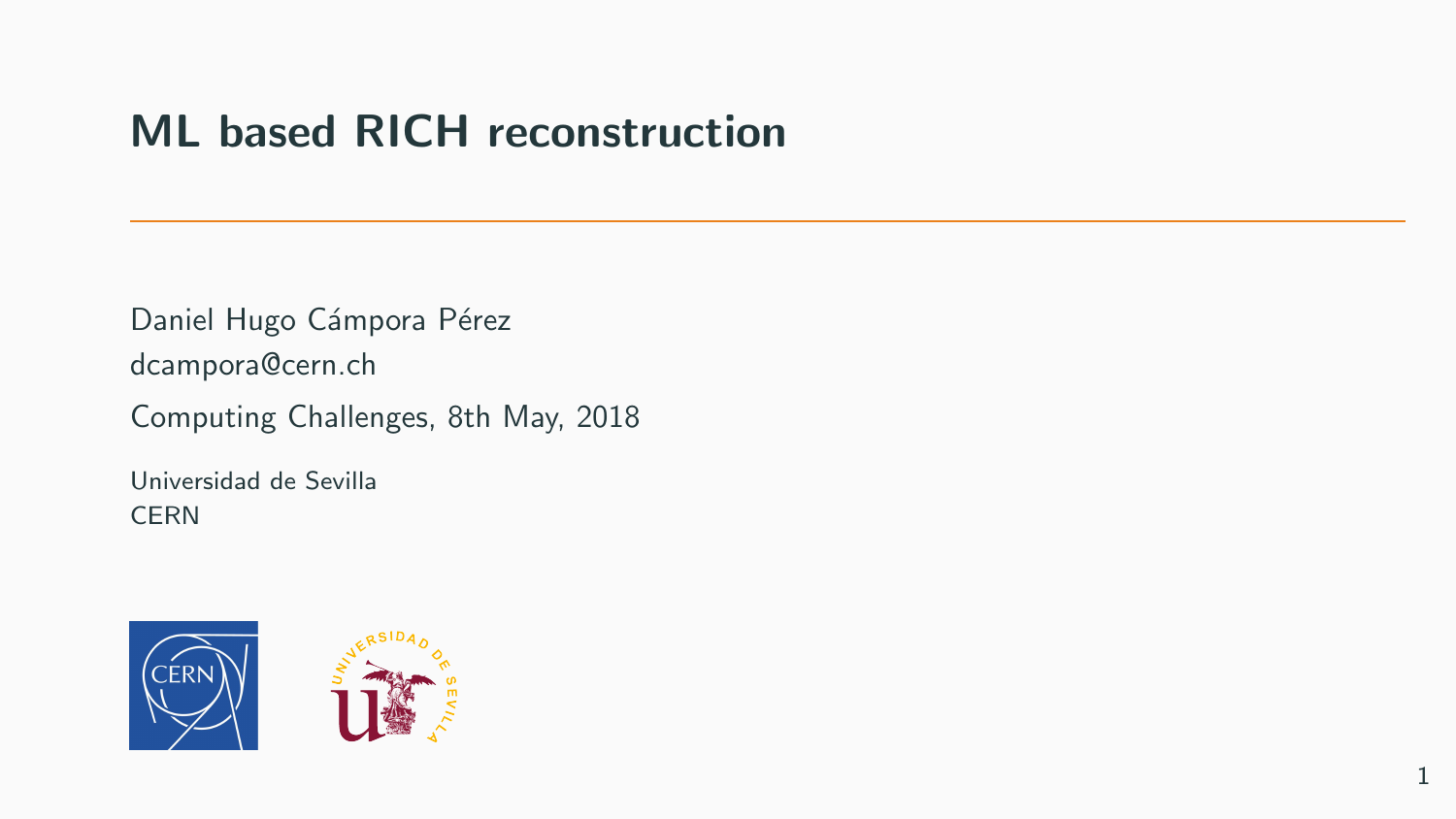# ML based RICH reconstruction

Daniel Hugo Cámpora Pérez

dcampora@cern.ch

Computing Challenges, 8th May, 2018

Universidad de Sevilla
CERN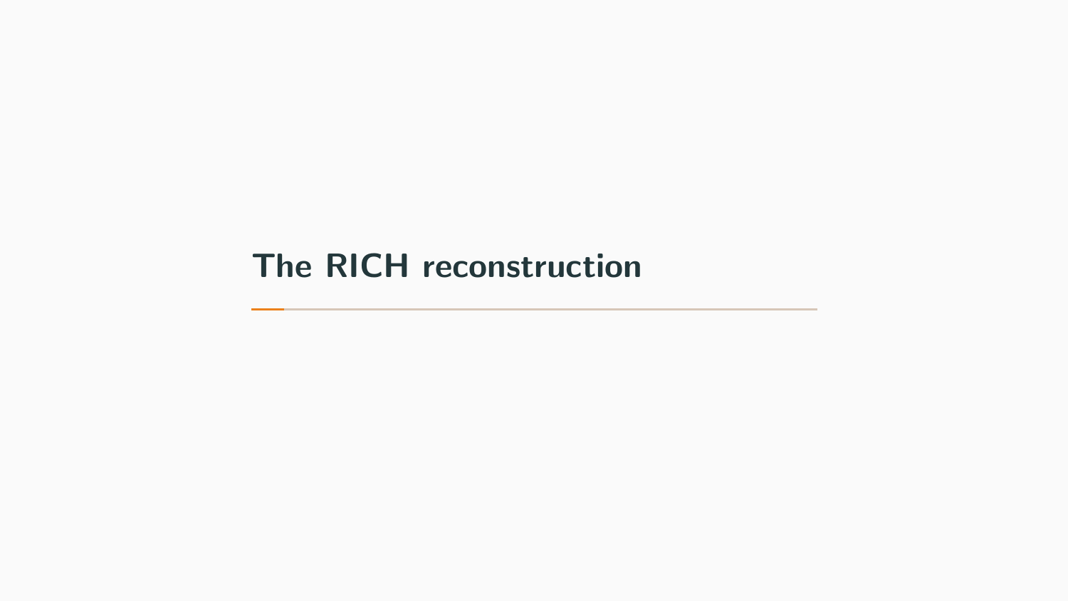# The RICH reconstruction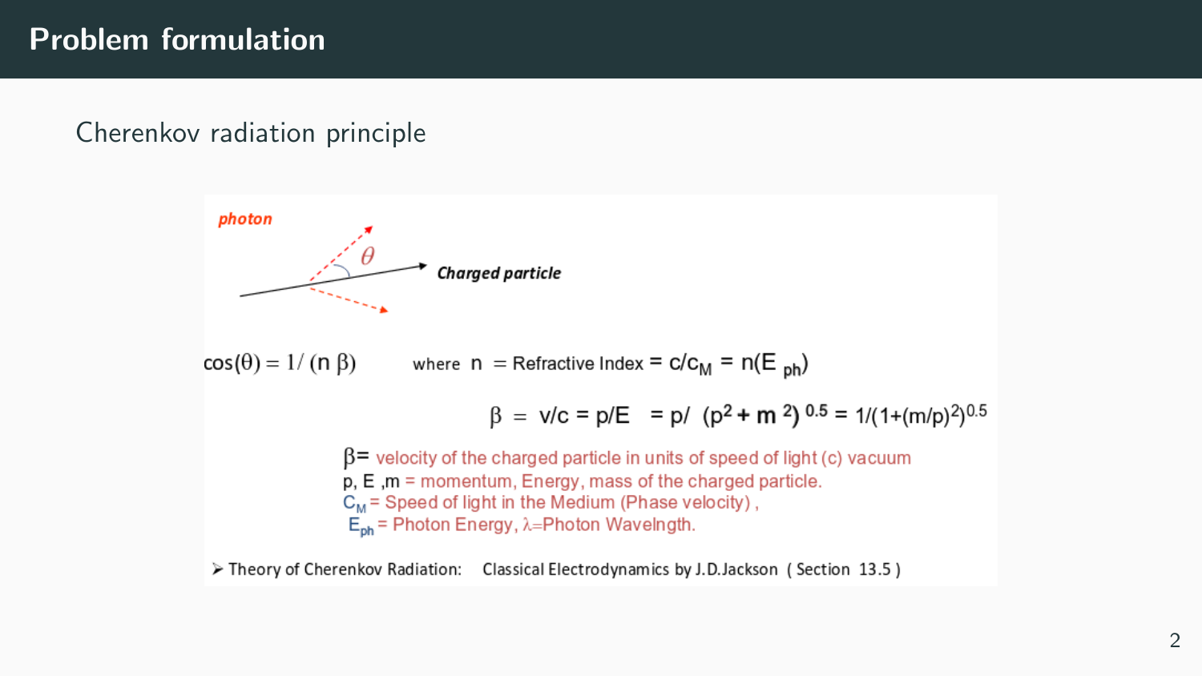# Problem formulation

Cherenkov radiation principle

*photon*

$\theta$

*Charged particle*

$\cos(\theta) = 1/(n\,\beta)$ where $n$ = Refractive Index = $c/c_M$ = $n(E_{ph})$

$$\beta = v/c = p/E = p/\,(p^2 + m^2)^{0.5} = 1/(1+(m/p)^2)^{0.5}$$

$\beta$ = velocity of the charged particle in units of speed of light (c) vacuum

p, E ,m = momentum, Energy, mass of the charged particle.

$C_M$ = Speed of light in the Medium (Phase velocity) ,

$E_{ph}$ = Photon Energy, $\lambda$=Photon Wavelngth.

- Theory of Cherenkov Radiation: Classical Electrodynamics by J.D.Jackson ( Section 13.5 )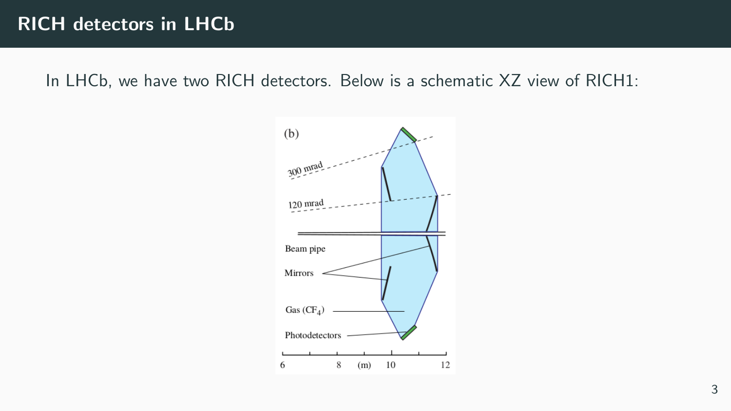# RICH detectors in LHCb

In LHCb, we have two RICH detectors. Below is a schematic XZ view of RICH1: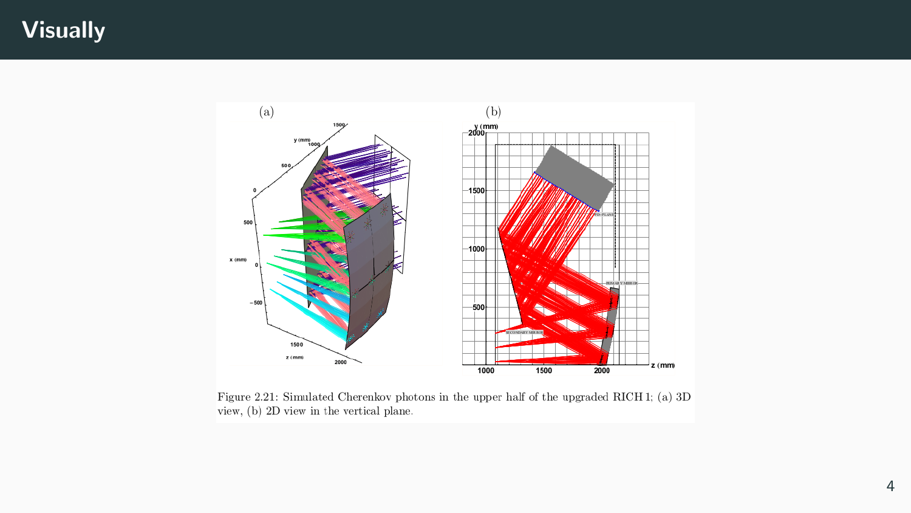# Visually

Figure 2.21: Simulated Cherenkov photons in the upper half of the upgraded RICH 1; (a) 3D view, (b) 2D view in the vertical plane.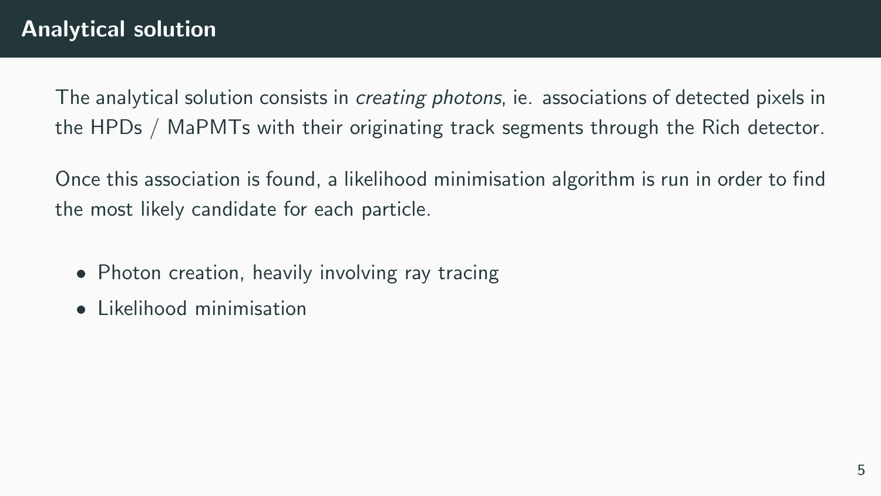# Analytical solution

The analytical solution consists in *creating photons*, ie. associations of detected pixels in the HPDs / MaPMTs with their originating track segments through the Rich detector.

Once this association is found, a likelihood minimisation algorithm is run in order to find the most likely candidate for each particle.

- Photon creation, heavily involving ray tracing
- Likelihood minimisation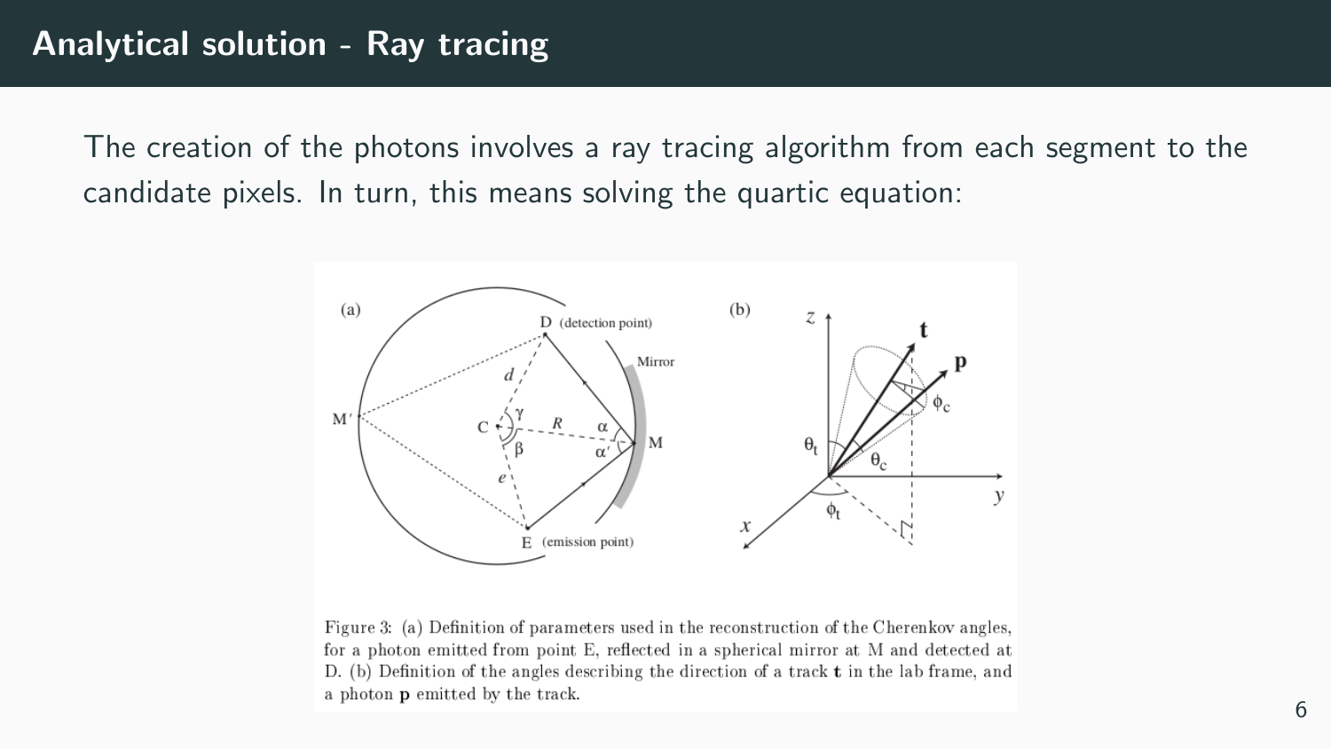# Analytical solution - Ray tracing

The creation of the photons involves a ray tracing algorithm from each segment to the candidate pixels. In turn, this means solving the quartic equation:

Figure 3: (a) Definition of parameters used in the reconstruction of the Cherenkov angles, for a photon emitted from point E, reflected in a spherical mirror at M and detected at D. (b) Definition of the angles describing the direction of a track **t** in the lab frame, and a photon **p** emitted by the track.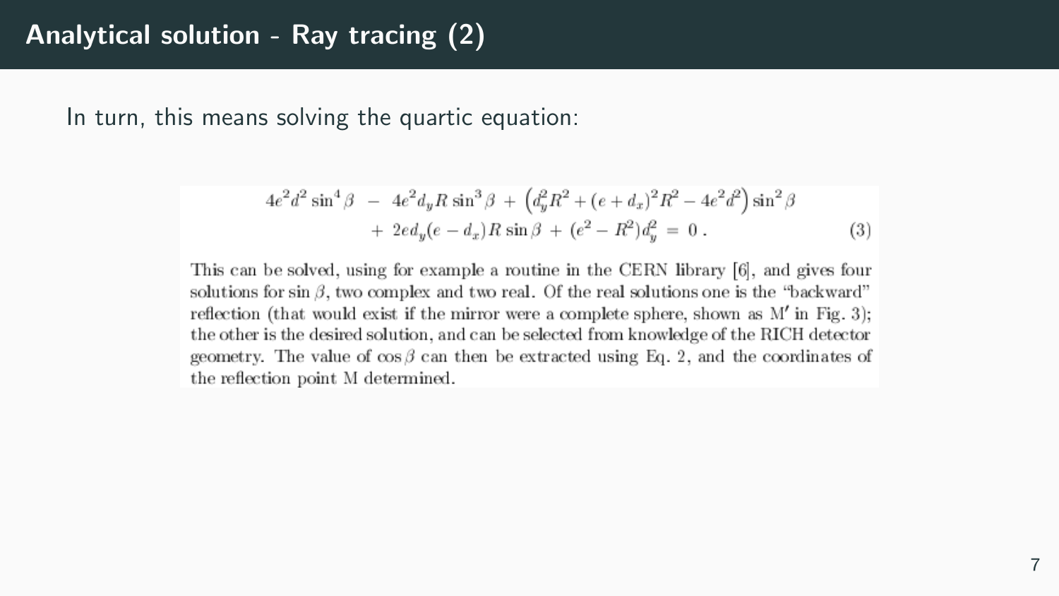# Analytical solution - Ray tracing (2)

In turn, this means solving the quartic equation:

$$4e^2d^2\sin^4\beta \;-\; 4e^2d_yR\sin^3\beta \;+\; \left(d_y^2R^2 + (e+d_x)^2R^2 - 4e^2d^2\right)\sin^2\beta$$
$$+\; 2ed_y(e-d_x)R\sin\beta \;+\; (e^2-R^2)d_y^2 \;=\; 0\,. \tag{3}$$

This can be solved, using for example a routine in the CERN library [6], and gives four solutions for $\sin\beta$, two complex and two real. Of the real solutions one is the "backward" reflection (that would exist if the mirror were a complete sphere, shown as M′ in Fig. 3); the other is the desired solution, and can be selected from knowledge of the RICH detector geometry. The value of $\cos\beta$ can then be extracted using Eq. 2, and the coordinates of the reflection point M determined.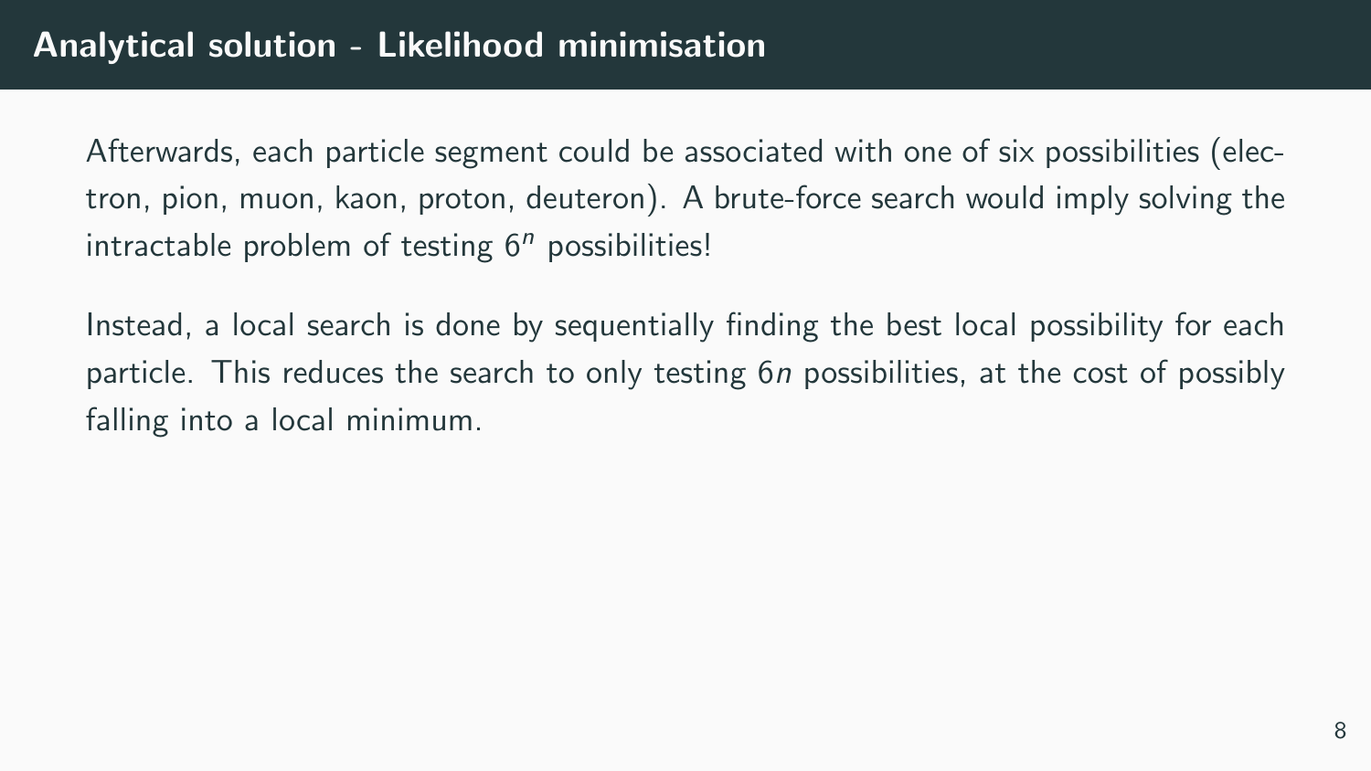# Analytical solution - Likelihood minimisation

Afterwards, each particle segment could be associated with one of six possibilities (electron, pion, muon, kaon, proton, deuteron). A brute-force search would imply solving the intractable problem of testing $6^n$ possibilities!

Instead, a local search is done by sequentially finding the best local possibility for each particle. This reduces the search to only testing $6n$ possibilities, at the cost of possibly falling into a local minimum.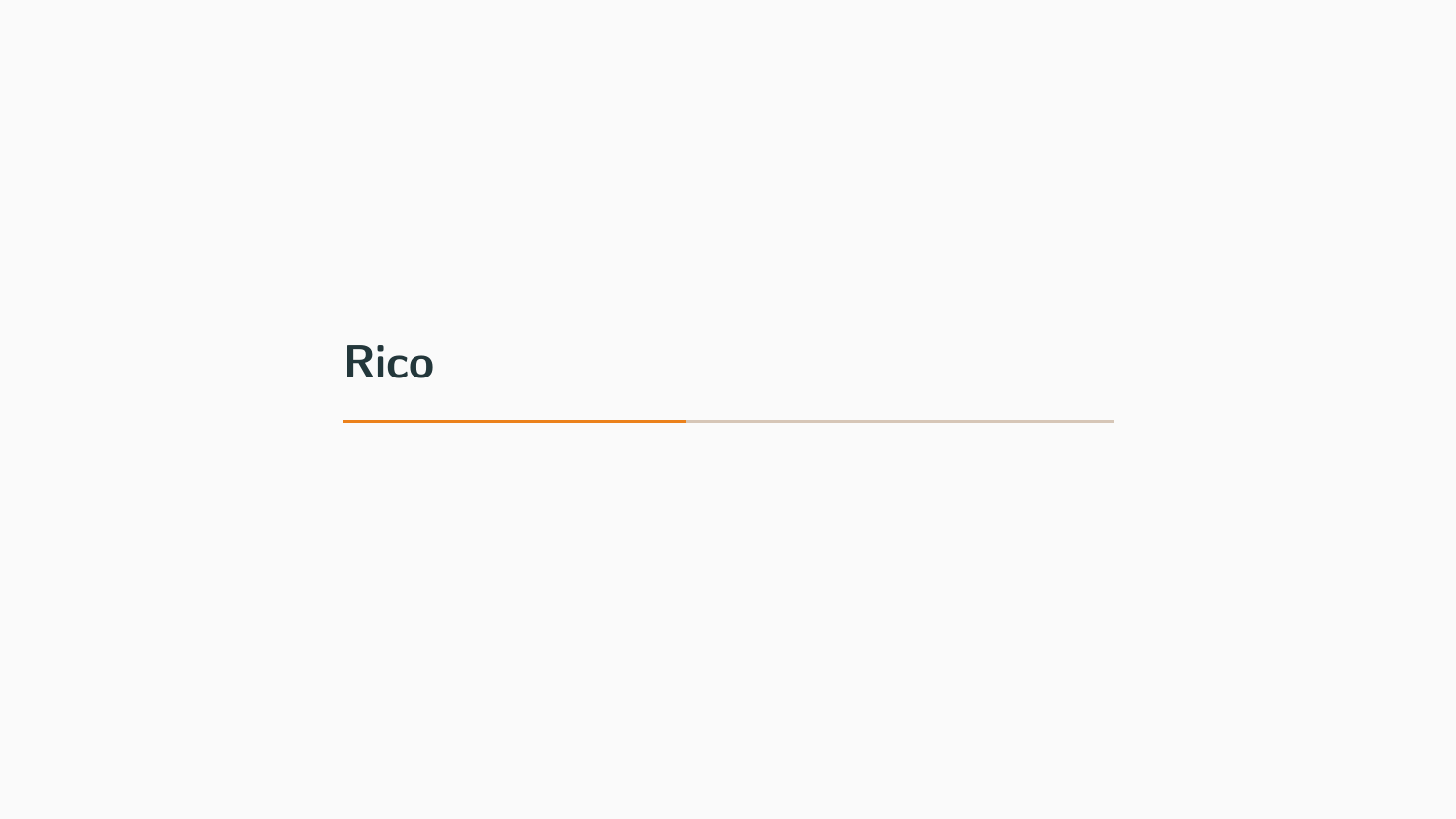# Rico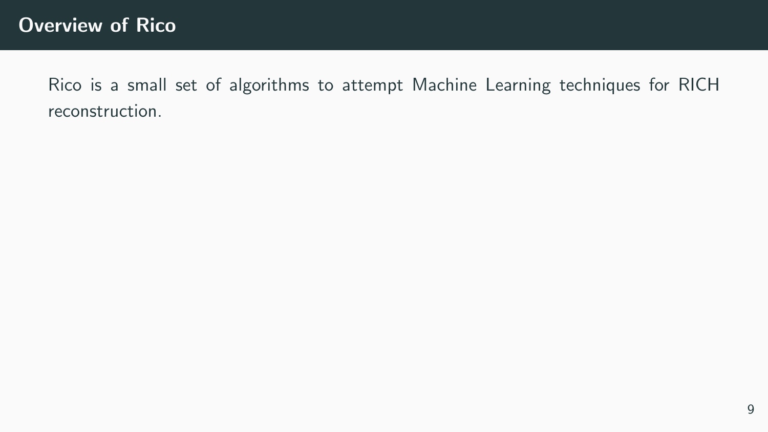# Overview of Rico

Rico is a small set of algorithms to attempt Machine Learning techniques for RICH reconstruction.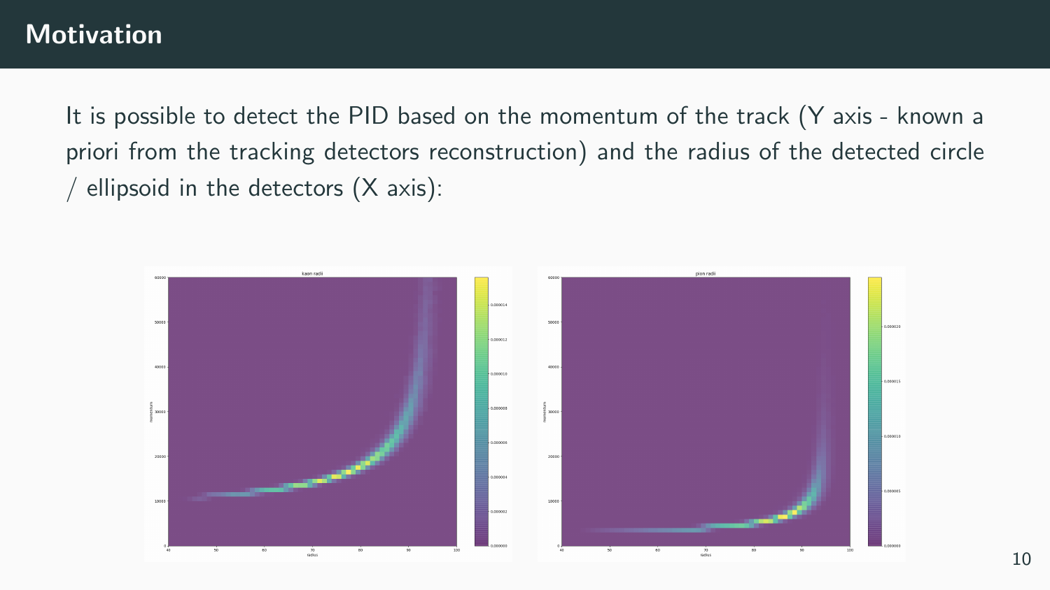# Motivation

It is possible to detect the PID based on the momentum of the track (Y axis - known a priori from the tracking detectors reconstruction) and the radius of the detected circle / ellipsoid in the detectors (X axis):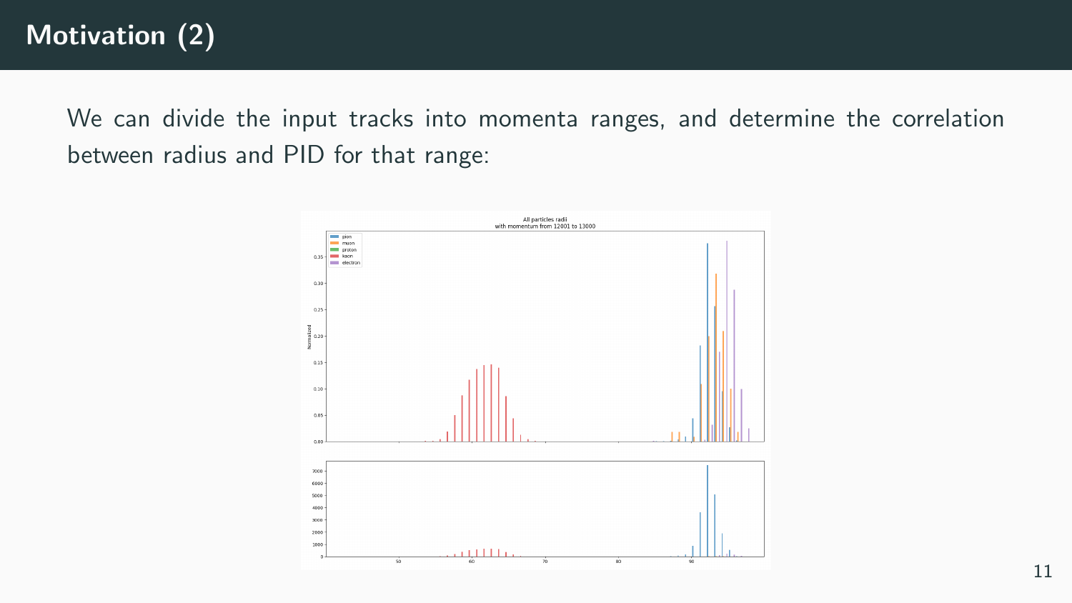# Motivation (2)

We can divide the input tracks into momenta ranges, and determine the correlation between radius and PID for that range: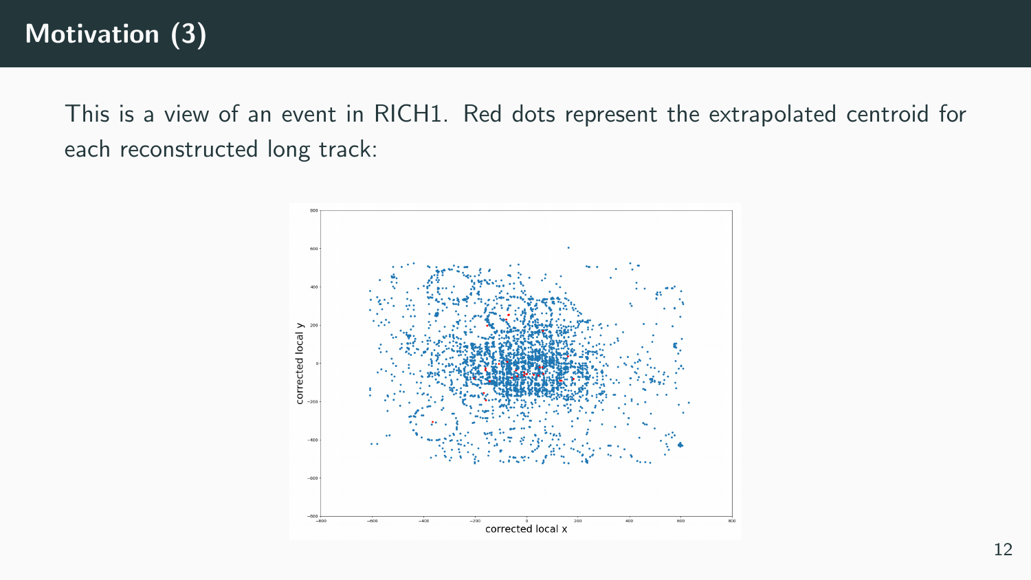# Motivation (3)

This is a view of an event in RICH1. Red dots represent the extrapolated centroid for each reconstructed long track: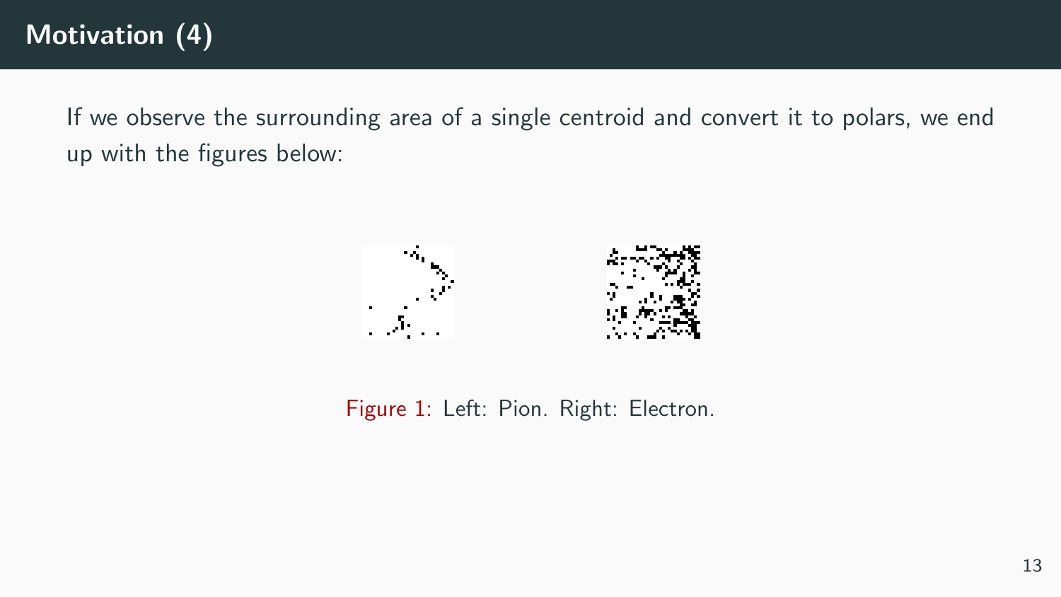## Motivation (4)

If we observe the surrounding area of a single centroid and convert it to polars, we end up with the figures below:

Figure 1: Left: Pion. Right: Electron.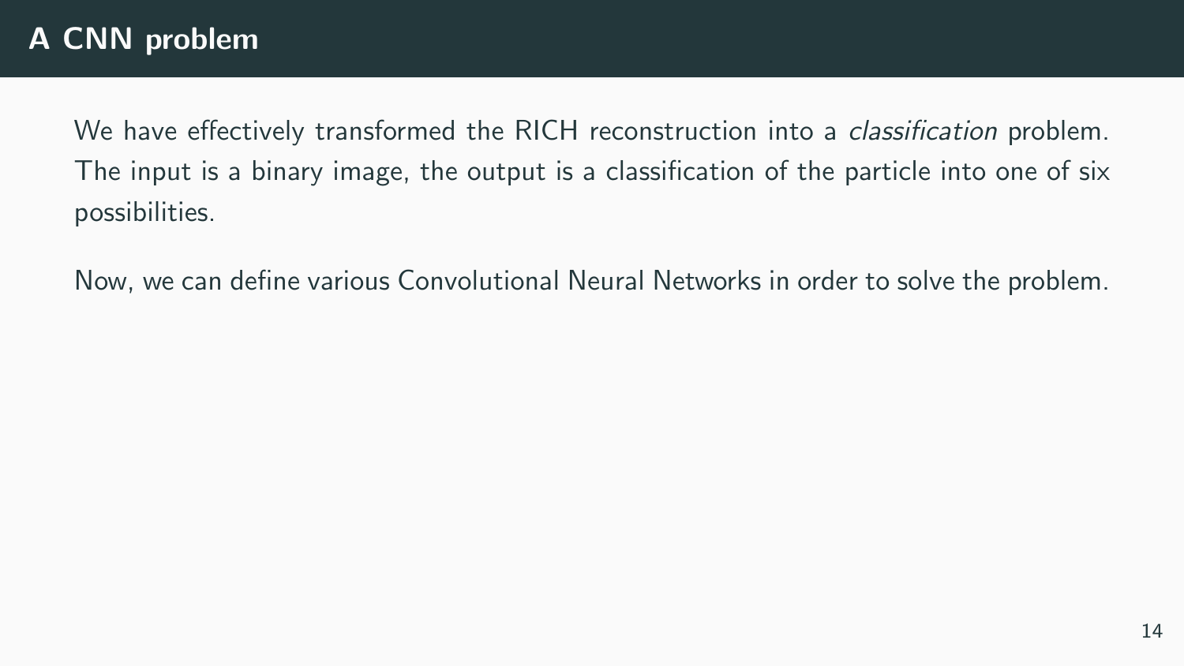# A CNN problem

We have effectively transformed the RICH reconstruction into a *classification* problem. The input is a binary image, the output is a classification of the particle into one of six possibilities.

Now, we can define various Convolutional Neural Networks in order to solve the problem.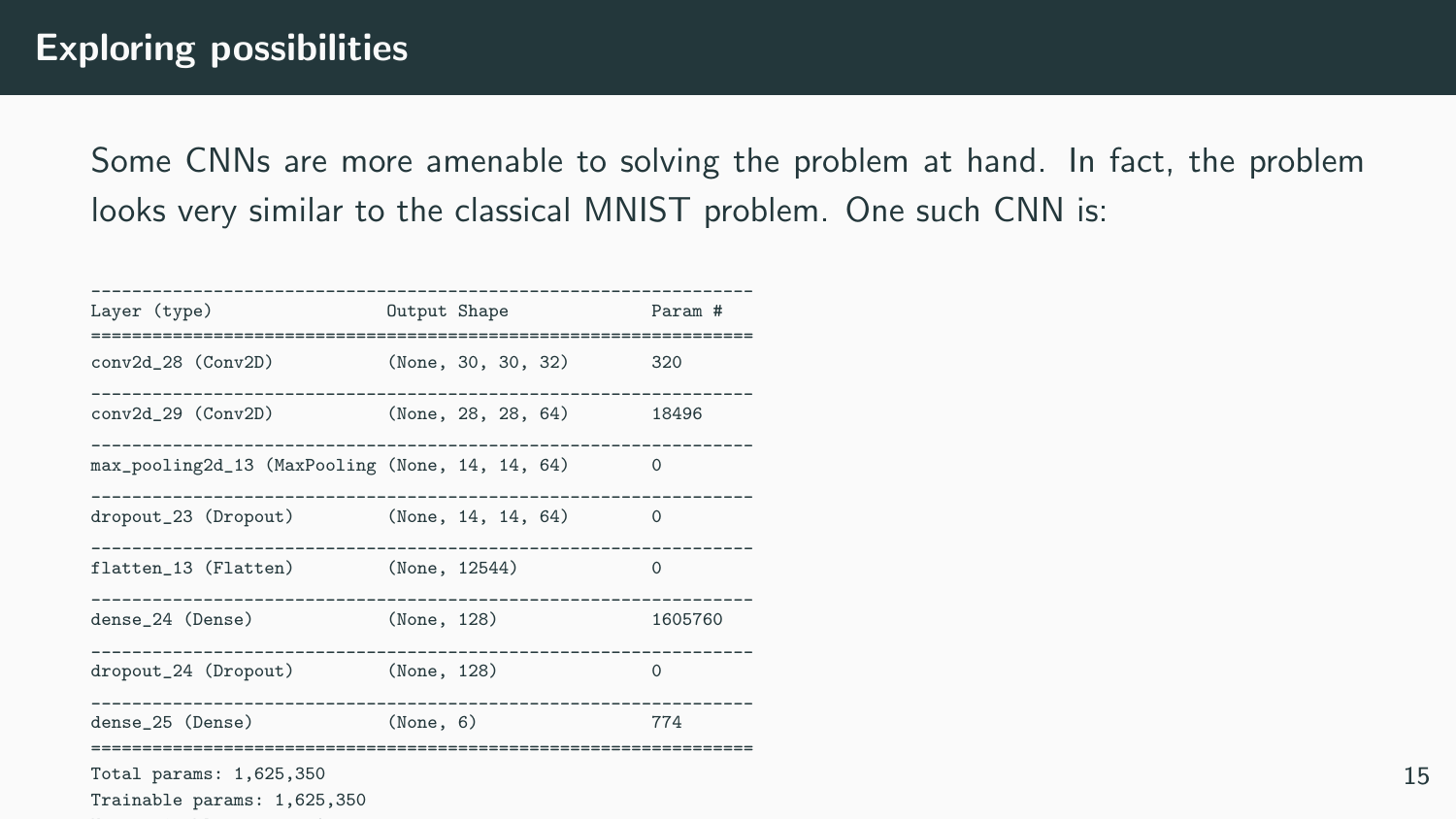## Exploring possibilities

Some CNNs are more amenable to solving the problem at hand. In fact, the problem looks very similar to the classical MNIST problem. One such CNN is:

```
_________________________________________________________________
Layer (type)                 Output Shape              Param #
=================================================================
conv2d_28 (Conv2D)           (None, 30, 30, 32)        320
_________________________________________________________________
conv2d_29 (Conv2D)           (None, 28, 28, 64)        18496
_________________________________________________________________
max_pooling2d_13 (MaxPooling (None, 14, 14, 64)        0
_________________________________________________________________
dropout_23 (Dropout)         (None, 14, 14, 64)        0
_________________________________________________________________
flatten_13 (Flatten)         (None, 12544)             0
_________________________________________________________________
dense_24 (Dense)             (None, 128)               1605760
_________________________________________________________________
dropout_24 (Dropout)         (None, 128)               0
_________________________________________________________________
dense_25 (Dense)             (None, 6)                 774
=================================================================
Total params: 1,625,350
Trainable params: 1,625,350
```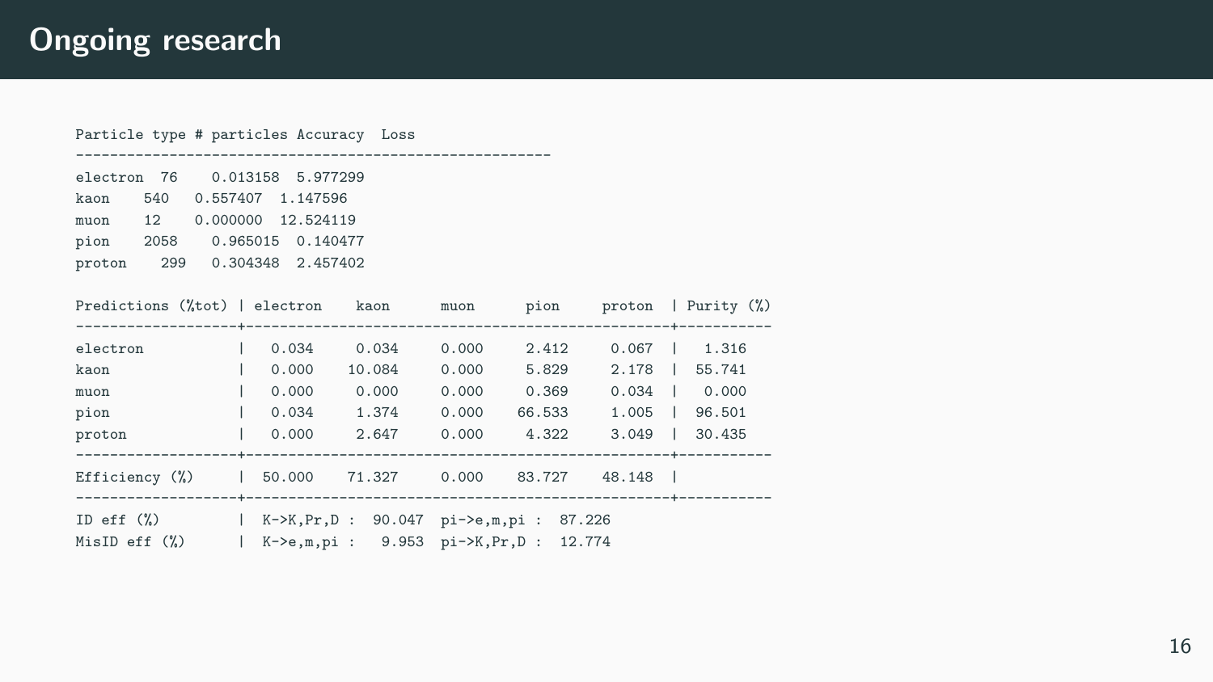# Ongoing research

| Particle type | # particles | Accuracy | Loss |
|---|---|---|---|
| electron | 76 | 0.013158 | 5.977299 |
| kaon | 540 | 0.557407 | 1.147596 |
| muon | 12 | 0.000000 | 12.524119 |
| pion | 2058 | 0.965015 | 0.140477 |
| proton | 299 | 0.304348 | 2.457402 |

| Predictions (%tot) | electron | kaon | muon | pion | proton | Purity (%) |
|---|---|---|---|---|---|---|
| electron | 0.034 | 0.034 | 0.000 | 2.412 | 0.067 | 1.316 |
| kaon | 0.000 | 10.084 | 0.000 | 5.829 | 2.178 | 55.741 |
| muon | 0.000 | 0.000 | 0.000 | 0.369 | 0.034 | 0.000 |
| pion | 0.034 | 1.374 | 0.000 | 66.533 | 1.005 | 96.501 |
| proton | 0.000 | 2.647 | 0.000 | 4.322 | 3.049 | 30.435 |
| Efficiency (%) | 50.000 | 71.327 | 0.000 | 83.727 | 48.148 | |

| | | |
|---|---|---|
| ID eff (%) | K->K,Pr,D : 90.047 | pi->e,m,pi : 87.226 |
| MisID eff (%) | K->e,m,pi : 9.953 | pi->K,Pr,D : 12.774 |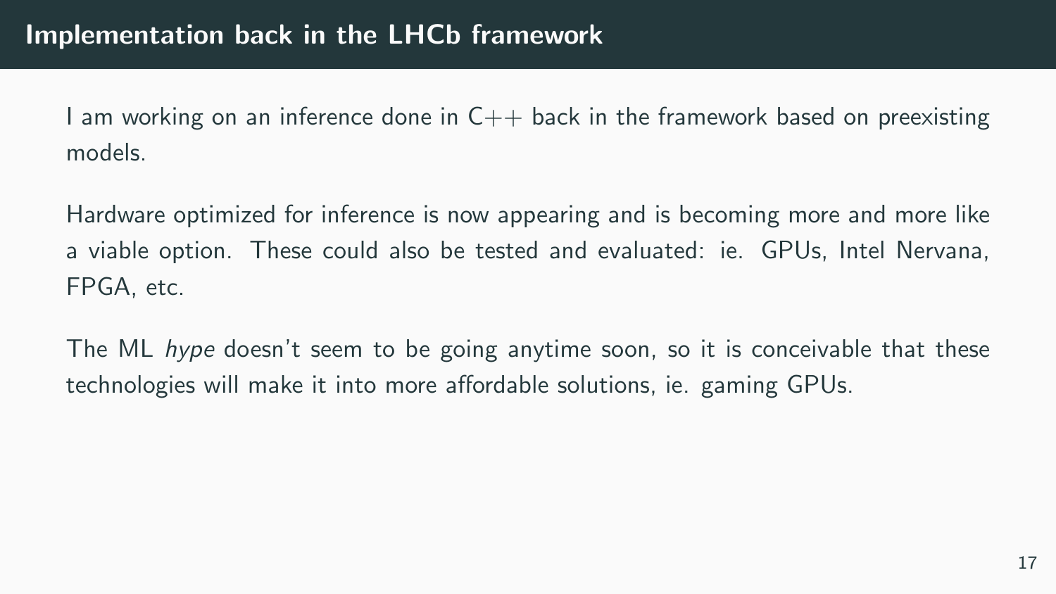# Implementation back in the LHCb framework

I am working on an inference done in C++ back in the framework based on preexisting models.

Hardware optimized for inference is now appearing and is becoming more and more like a viable option. These could also be tested and evaluated: ie. GPUs, Intel Nervana, FPGA, etc.

The ML *hype* doesn't seem to be going anytime soon, so it is conceivable that these technologies will make it into more affordable solutions, ie. gaming GPUs.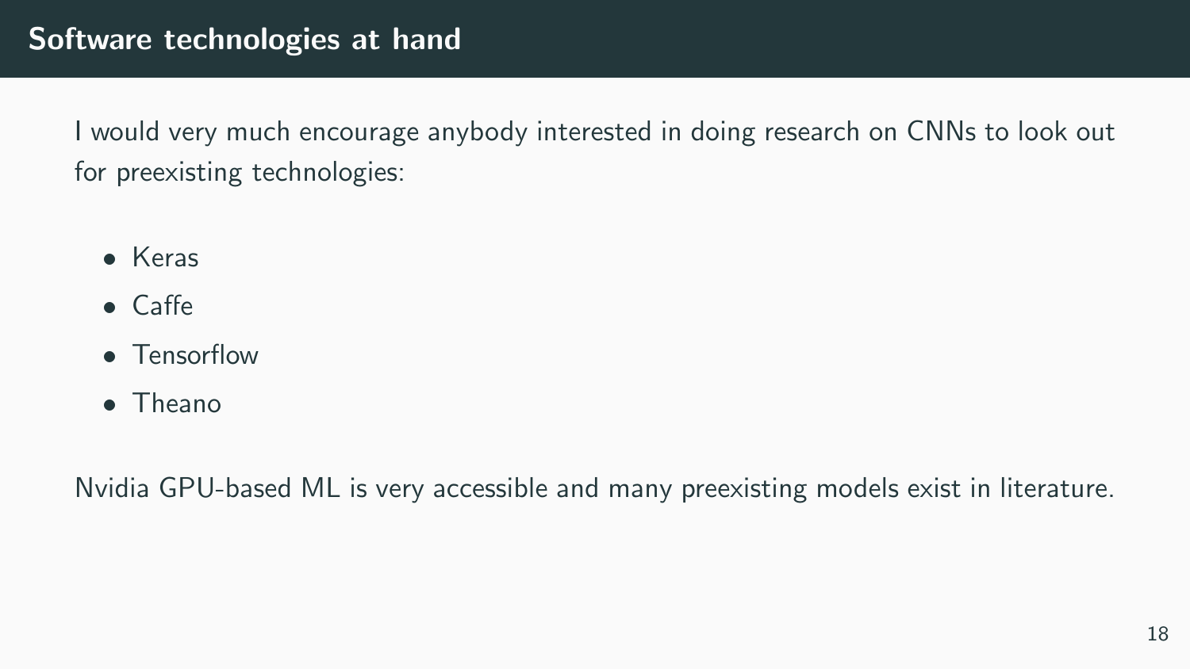## Software technologies at hand

I would very much encourage anybody interested in doing research on CNNs to look out for preexisting technologies:

- Keras
- Caffe
- Tensorflow
- Theano

Nvidia GPU-based ML is very accessible and many preexisting models exist in literature.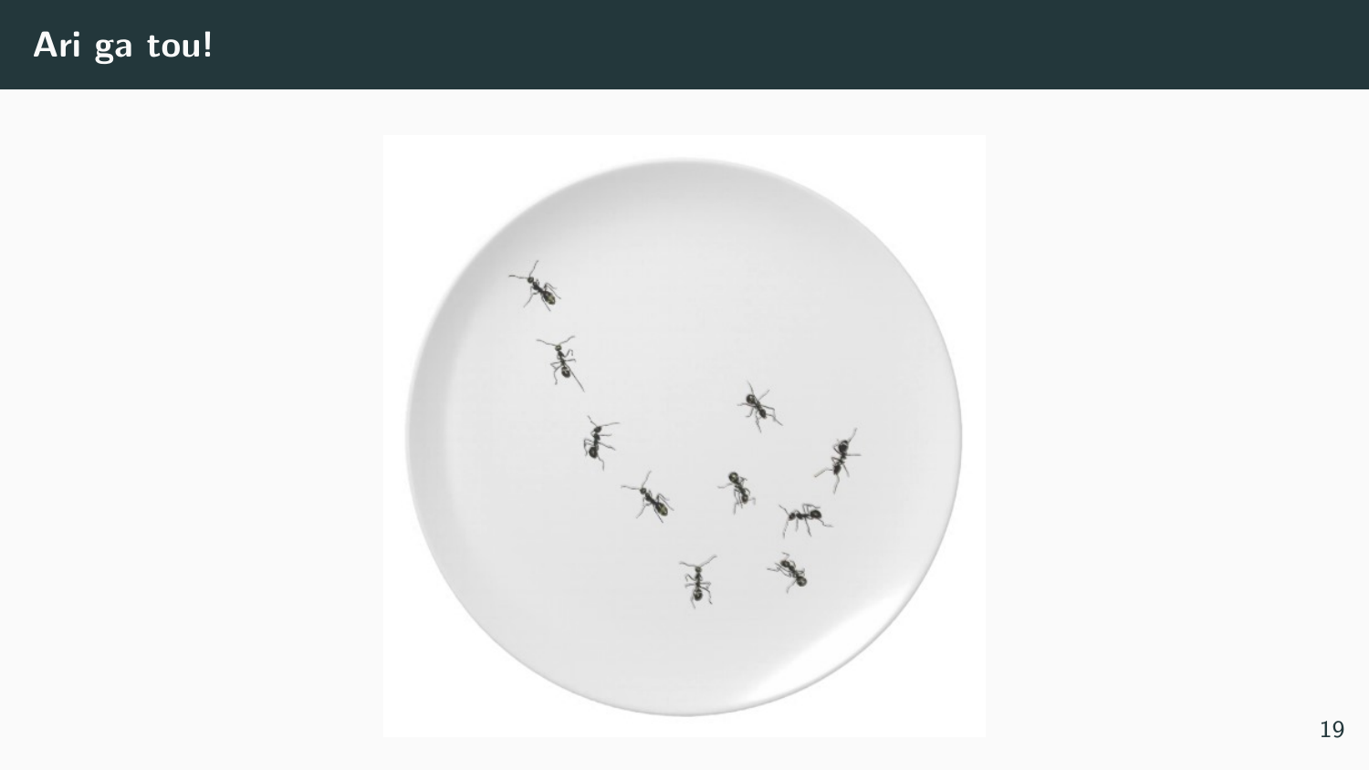# Ari ga tou!